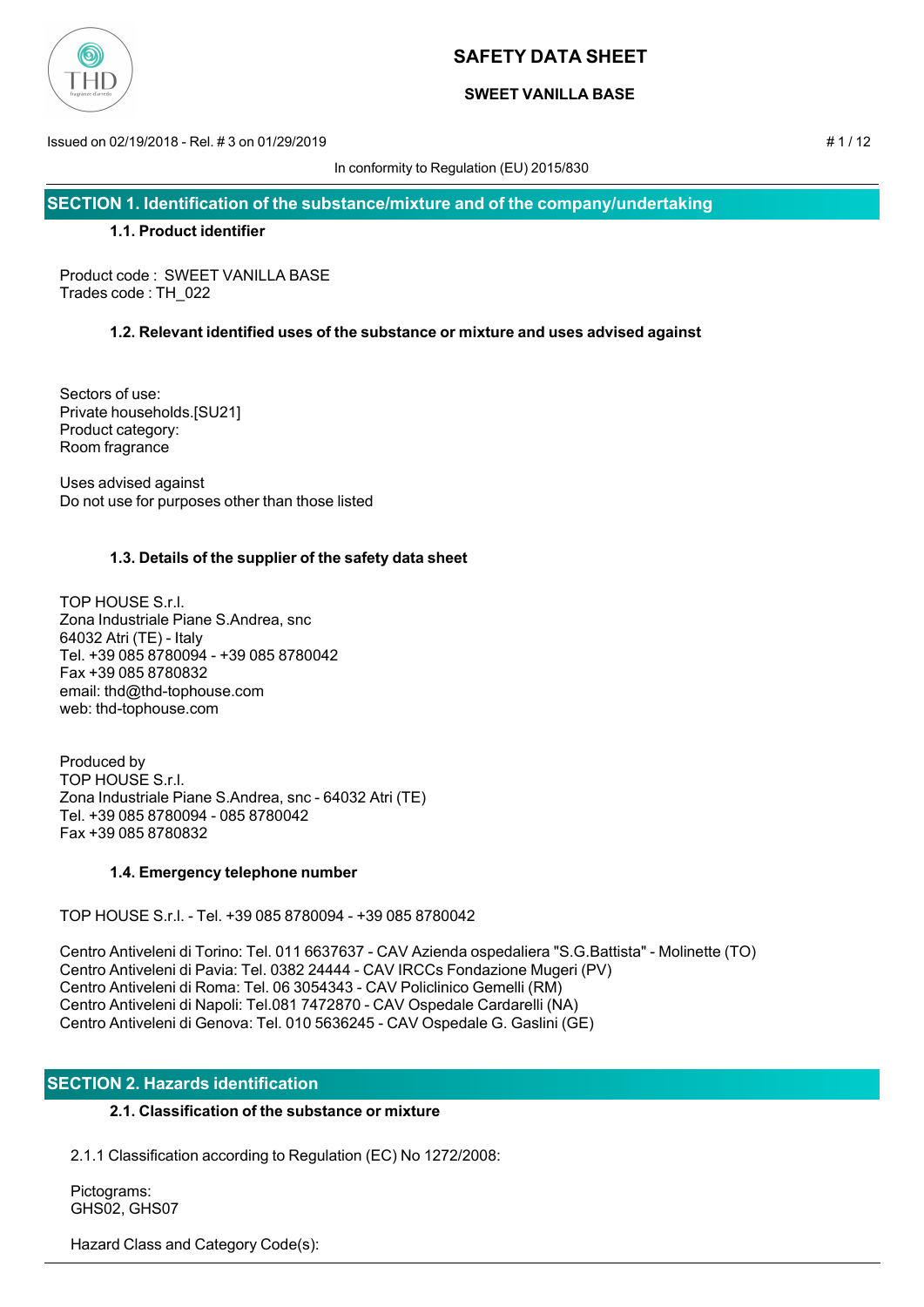# SAFETY DATA SHEET

## SWEET VANILLA BASE

Issued on 02/19/2018 - Rel. # 3 on 01/29/2019

In conformity to Regulation (EU) 2015/830

## SECTION 1. Identification of the substance/mixture and of the company/undertaking

### 1.1. Product identifier

Product code : SWEET VANILLA BASE
Trades code : TH_022

### 1.2. Relevant identified uses of the substance or mixture and uses advised against

Sectors of use:
Private households.[SU21]
Product category:
Room fragrance

Uses advised against
Do not use for purposes other than those listed

### 1.3. Details of the supplier of the safety data sheet

TOP HOUSE S.r.l.
Zona Industriale Piane S.Andrea, snc
64032 Atri (TE) - Italy
Tel. +39 085 8780094 - +39 085 8780042
Fax +39 085 8780832
email: thd@thd-tophouse.com
web: thd-tophouse.com

Produced by
TOP HOUSE S.r.l.
Zona Industriale Piane S.Andrea, snc - 64032 Atri (TE)
Tel. +39 085 8780094 - 085 8780042
Fax +39 085 8780832

### 1.4. Emergency telephone number

TOP HOUSE S.r.l. - Tel. +39 085 8780094 - +39 085 8780042

Centro Antiveleni di Torino: Tel. 011 6637637 - CAV Azienda ospedaliera "S.G.Battista" - Molinette (TO)
Centro Antiveleni di Pavia: Tel. 0382 24444 - CAV IRCCs Fondazione Mugeri (PV)
Centro Antiveleni di Roma: Tel. 06 3054343 - CAV Policlinico Gemelli (RM)
Centro Antiveleni di Napoli: Tel.081 7472870 - CAV Ospedale Cardarelli (NA)
Centro Antiveleni di Genova: Tel. 010 5636245 - CAV Ospedale G. Gaslini (GE)

## SECTION 2. Hazards identification

### 2.1. Classification of the substance or mixture

2.1.1 Classification according to Regulation (EC) No 1272/2008:

Pictograms:
GHS02, GHS07

Hazard Class and Category Code(s):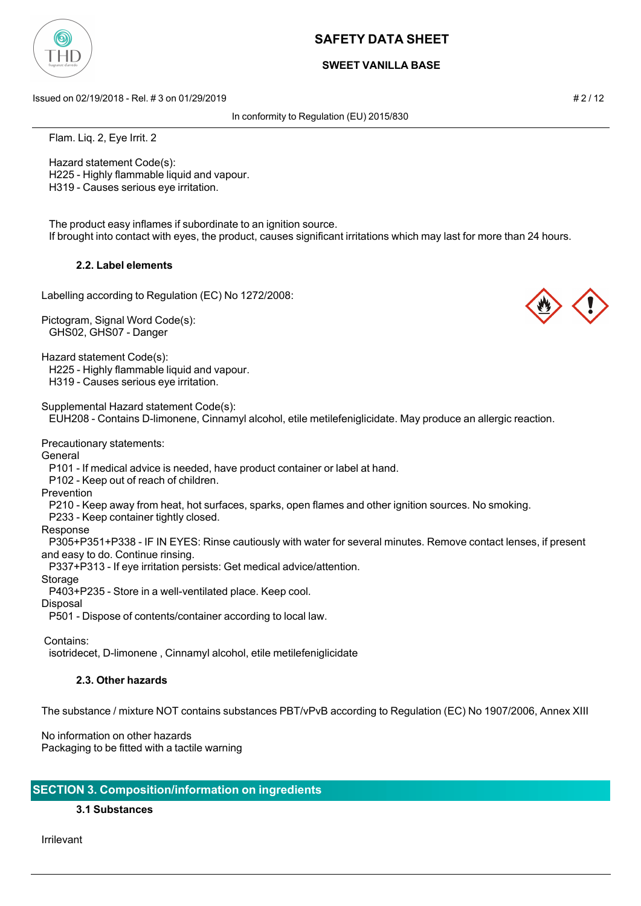Flam. Liq. 2, Eye Irrit. 2

Hazard statement Code(s):
H225 - Highly flammable liquid and vapour.
H319 - Causes serious eye irritation.

The product easy inflames if subordinate to an ignition source.
If brought into contact with eyes, the product, causes significant irritations which may last for more than 24 hours.

### 2.2. Label elements

Labelling according to Regulation (EC) No 1272/2008:

Pictogram, Signal Word Code(s):
GHS02, GHS07 - Danger

Hazard statement Code(s):
H225 - Highly flammable liquid and vapour.
H319 - Causes serious eye irritation.

Supplemental Hazard statement Code(s):
EUH208 - Contains D-limonene, Cinnamyl alcohol, etile metilefeniglicidate. May produce an allergic reaction.

Precautionary statements:
General
P101 - If medical advice is needed, have product container or label at hand.
P102 - Keep out of reach of children.
Prevention
P210 - Keep away from heat, hot surfaces, sparks, open flames and other ignition sources. No smoking.
P233 - Keep container tightly closed.
Response
P305+P351+P338 - IF IN EYES: Rinse cautiously with water for several minutes. Remove contact lenses, if present and easy to do. Continue rinsing.
P337+P313 - If eye irritation persists: Get medical advice/attention.
Storage
P403+P235 - Store in a well-ventilated place. Keep cool.
Disposal
P501 - Dispose of contents/container according to local law.

Contains:
isotridecet, D-limonene , Cinnamyl alcohol, etile metilefeniglicidate

### 2.3. Other hazards

The substance / mixture NOT contains substances PBT/vPvB according to Regulation (EC) No 1907/2006, Annex XIII

No information on other hazards
Packaging to be fitted with a tactile warning

## SECTION 3. Composition/information on ingredients

### 3.1 Substances

Irrilevant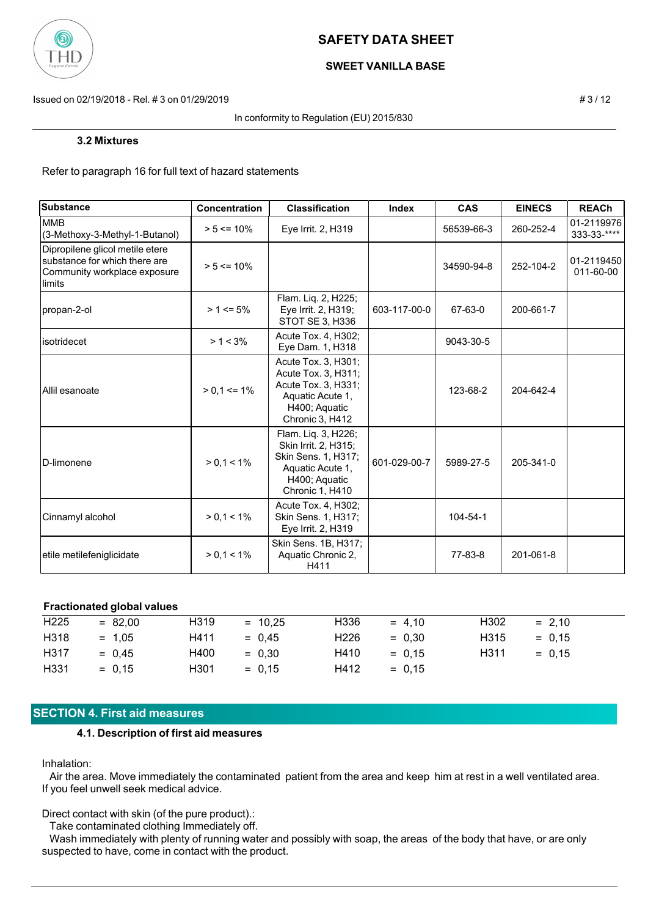### 3.2 Mixtures

Refer to paragraph 16 for full text of hazard statements

| Substance | Concentration | Classification | Index | CAS | EINECS | REACh |
|---|---|---|---|---|---|---|
| MMB (3-Methoxy-3-Methyl-1-Butanol) | > 5 <= 10% | Eye Irrit. 2, H319 | | 56539-66-3 | 260-252-4 | 01-2119976333-33-**** |
| Dipropilene glicol metile etere substance for which there are Community workplace exposure limits | > 5 <= 10% | | | 34590-94-8 | 252-104-2 | 01-2119450011-60-00 |
| propan-2-ol | > 1 <= 5% | Flam. Liq. 2, H225; Eye Irrit. 2, H319; STOT SE 3, H336 | 603-117-00-0 | 67-63-0 | 200-661-7 | |
| isotridecet | > 1 < 3% | Acute Tox. 4, H302; Eye Dam. 1, H318 | | 9043-30-5 | | |
| Allil esanoate | > 0,1 <= 1% | Acute Tox. 3, H301; Acute Tox. 3, H311; Acute Tox. 3, H331; Aquatic Acute 1, H400; Aquatic Chronic 3, H412 | | 123-68-2 | 204-642-4 | |
| D-limonene | > 0,1 < 1% | Flam. Liq. 3, H226; Skin Irrit. 2, H315; Skin Sens. 1, H317; Aquatic Acute 1, H400; Aquatic Chronic 1, H410 | 601-029-00-7 | 5989-27-5 | 205-341-0 | |
| Cinnamyl alcohol | > 0,1 < 1% | Acute Tox. 4, H302; Skin Sens. 1, H317; Eye Irrit. 2, H319 | | 104-54-1 | | |
| etile metilefeniglicidate | > 0,1 < 1% | Skin Sens. 1B, H317; Aquatic Chronic 2, H411 | | 77-83-8 | 201-061-8 | |

**Fractionated global values**

| | | | | | | | |
|---|---|---|---|---|---|---|---|
| H225 | = 82,00 | H319 | = 10,25 | H336 | = 4,10 | H302 | = 2,10 |
| H318 | = 1,05 | H411 | = 0,45 | H226 | = 0,30 | H315 | = 0,15 |
| H317 | = 0,45 | H400 | = 0,30 | H410 | = 0,15 | H311 | = 0,15 |
| H331 | = 0,15 | H301 | = 0,15 | H412 | = 0,15 | | |

## SECTION 4. First aid measures

### 4.1. Description of first aid measures

Inhalation:

Air the area. Move immediately the contaminated patient from the area and keep him at rest in a well ventilated area. If you feel unwell seek medical advice.

Direct contact with skin (of the pure product).:

Take contaminated clothing Immediately off.

Wash immediately with plenty of running water and possibly with soap, the areas of the body that have, or are only suspected to have, come in contact with the product.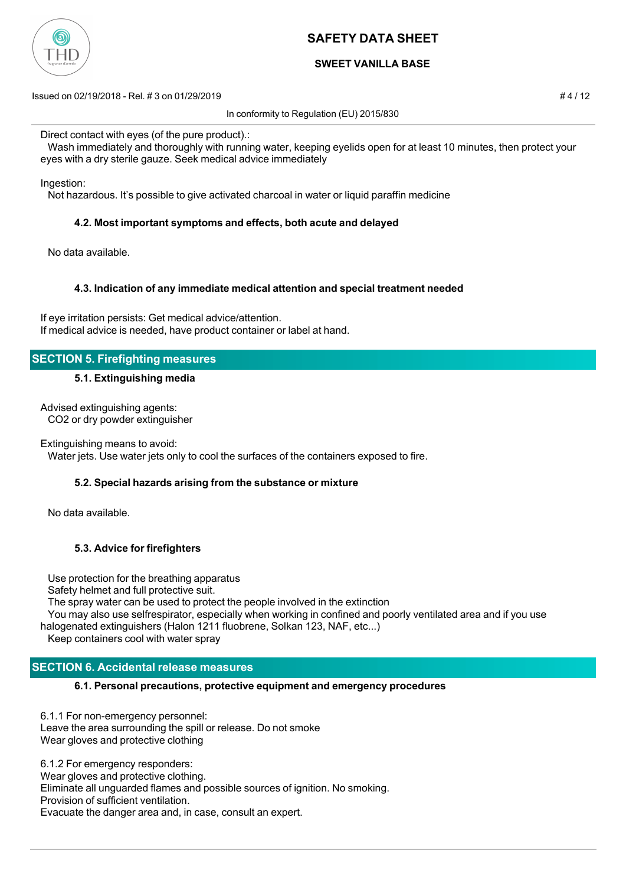Direct contact with eyes (of the pure product).:

Wash immediately and thoroughly with running water, keeping eyelids open for at least 10 minutes, then protect your eyes with a dry sterile gauze. Seek medical advice immediately

Ingestion:

Not hazardous. It's possible to give activated charcoal in water or liquid paraffin medicine

### 4.2. Most important symptoms and effects, both acute and delayed

No data available.

### 4.3. Indication of any immediate medical attention and special treatment needed

If eye irritation persists: Get medical advice/attention.
If medical advice is needed, have product container or label at hand.

## SECTION 5. Firefighting measures

### 5.1. Extinguishing media

Advised extinguishing agents:

CO2 or dry powder extinguisher

Extinguishing means to avoid:

Water jets. Use water jets only to cool the surfaces of the containers exposed to fire.

### 5.2. Special hazards arising from the substance or mixture

No data available.

### 5.3. Advice for firefighters

Use protection for the breathing apparatus
Safety helmet and full protective suit.
The spray water can be used to protect the people involved in the extinction
You may also use selfrespirator, especially when working in confined and poorly ventilated area and if you use halogenated extinguishers (Halon 1211 fluobrene, Solkan 123, NAF, etc...)
Keep containers cool with water spray

## SECTION 6. Accidental release measures

### 6.1. Personal precautions, protective equipment and emergency procedures

6.1.1 For non-emergency personnel:
Leave the area surrounding the spill or release. Do not smoke
Wear gloves and protective clothing

6.1.2 For emergency responders:
Wear gloves and protective clothing.
Eliminate all unguarded flames and possible sources of ignition. No smoking.
Provision of sufficient ventilation.
Evacuate the danger area and, in case, consult an expert.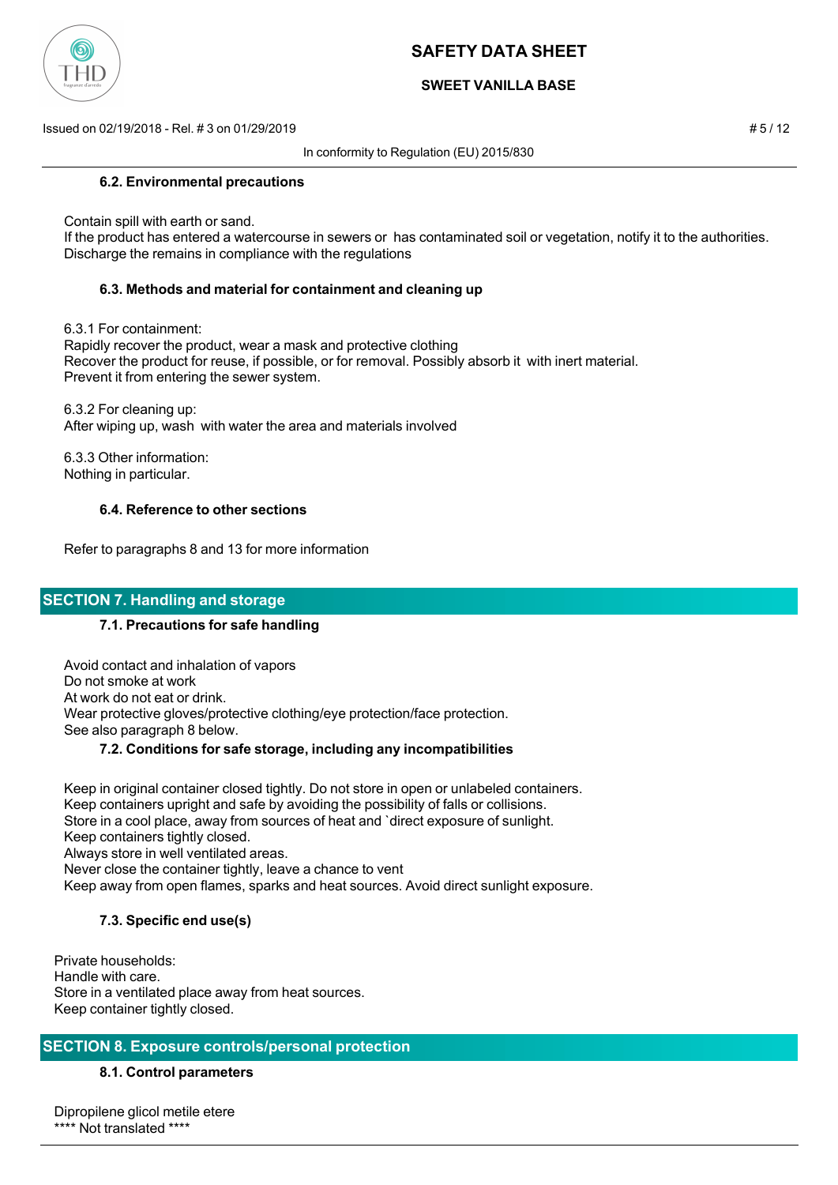### 6.2. Environmental precautions

Contain spill with earth or sand.
If the product has entered a watercourse in sewers or has contaminated soil or vegetation, notify it to the authorities.
Discharge the remains in compliance with the regulations

### 6.3. Methods and material for containment and cleaning up

6.3.1 For containment:
Rapidly recover the product, wear a mask and protective clothing
Recover the product for reuse, if possible, or for removal. Possibly absorb it with inert material.
Prevent it from entering the sewer system.

6.3.2 For cleaning up:
After wiping up, wash with water the area and materials involved

6.3.3 Other information:
Nothing in particular.

### 6.4. Reference to other sections

Refer to paragraphs 8 and 13 for more information

## SECTION 7. Handling and storage

### 7.1. Precautions for safe handling

Avoid contact and inhalation of vapors
Do not smoke at work
At work do not eat or drink.
Wear protective gloves/protective clothing/eye protection/face protection.
See also paragraph 8 below.

### 7.2. Conditions for safe storage, including any incompatibilities

Keep in original container closed tightly. Do not store in open or unlabeled containers.
Keep containers upright and safe by avoiding the possibility of falls or collisions.
Store in a cool place, away from sources of heat and `direct exposure of sunlight.
Keep containers tightly closed.
Always store in well ventilated areas.
Never close the container tightly, leave a chance to vent
Keep away from open flames, sparks and heat sources. Avoid direct sunlight exposure.

### 7.3. Specific end use(s)

Private households:
Handle with care.
Store in a ventilated place away from heat sources.
Keep container tightly closed.

## SECTION 8. Exposure controls/personal protection

### 8.1. Control parameters

Dipropilene glicol metile etere
**** Not translated ****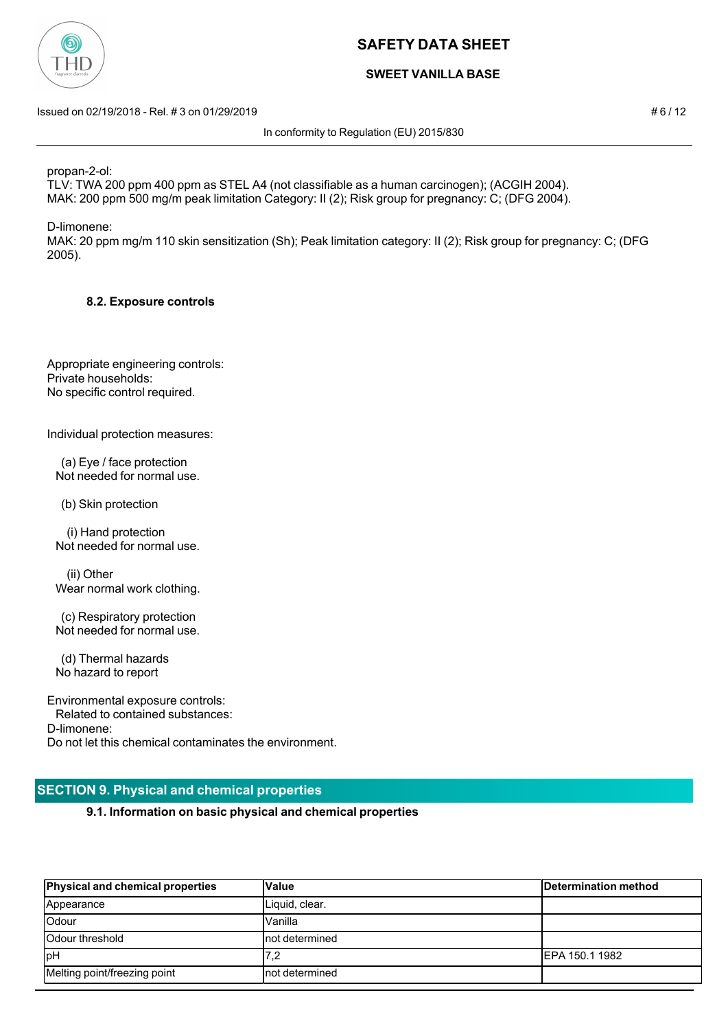propan-2-ol:
TLV: TWA 200 ppm 400 ppm as STEL A4 (not classifiable as a human carcinogen); (ACGIH 2004).
MAK: 200 ppm 500 mg/m peak limitation Category: II (2); Risk group for pregnancy: C; (DFG 2004).

D-limonene:
MAK: 20 ppm mg/m 110 skin sensitization (Sh); Peak limitation category: II (2); Risk group for pregnancy: C; (DFG 2005).

### 8.2. Exposure controls

Appropriate engineering controls:
Private households:
No specific control required.

Individual protection measures:

(a) Eye / face protection
Not needed for normal use.

(b) Skin protection

(i) Hand protection
Not needed for normal use.

(ii) Other
Wear normal work clothing.

(c) Respiratory protection
Not needed for normal use.

(d) Thermal hazards
No hazard to report

Environmental exposure controls:
Related to contained substances:
D-limonene:
Do not let this chemical contaminates the environment.

## SECTION 9. Physical and chemical properties

### 9.1. Information on basic physical and chemical properties

| Physical and chemical properties | Value | Determination method |
|---|---|---|
| Appearance | Liquid, clear. | |
| Odour | Vanilla | |
| Odour threshold | not determined | |
| pH | 7,2 | EPA 150.1 1982 |
| Melting point/freezing point | not determined | |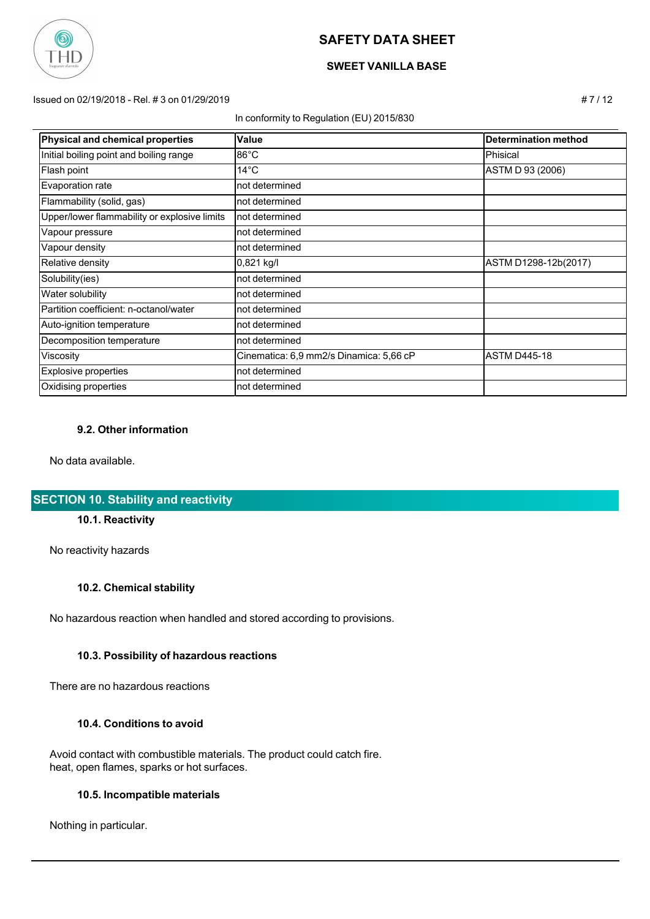| Physical and chemical properties | Value | Determination method |
| --- | --- | --- |
| Initial boiling point and boiling range | 86°C | Phisical |
| Flash point | 14°C | ASTM D 93 (2006) |
| Evaporation rate | not determined | |
| Flammability (solid, gas) | not determined | |
| Upper/lower flammability or explosive limits | not determined | |
| Vapour pressure | not determined | |
| Vapour density | not determined | |
| Relative density | 0,821 kg/l | ASTM D1298-12b(2017) |
| Solubility(ies) | not determined | |
| Water solubility | not determined | |
| Partition coefficient: n-octanol/water | not determined | |
| Auto-ignition temperature | not determined | |
| Decomposition temperature | not determined | |
| Viscosity | Cinematica: 6,9 mm2/s Dinamica: 5,66 cP | ASTM D445-18 |
| Explosive properties | not determined | |
| Oxidising properties | not determined | |

### 9.2. Other information

No data available.

## SECTION 10. Stability and reactivity

### 10.1. Reactivity

No reactivity hazards

### 10.2. Chemical stability

No hazardous reaction when handled and stored according to provisions.

### 10.3. Possibility of hazardous reactions

There are no hazardous reactions

### 10.4. Conditions to avoid

Avoid contact with combustible materials. The product could catch fire.
heat, open flames, sparks or hot surfaces.

### 10.5. Incompatible materials

Nothing in particular.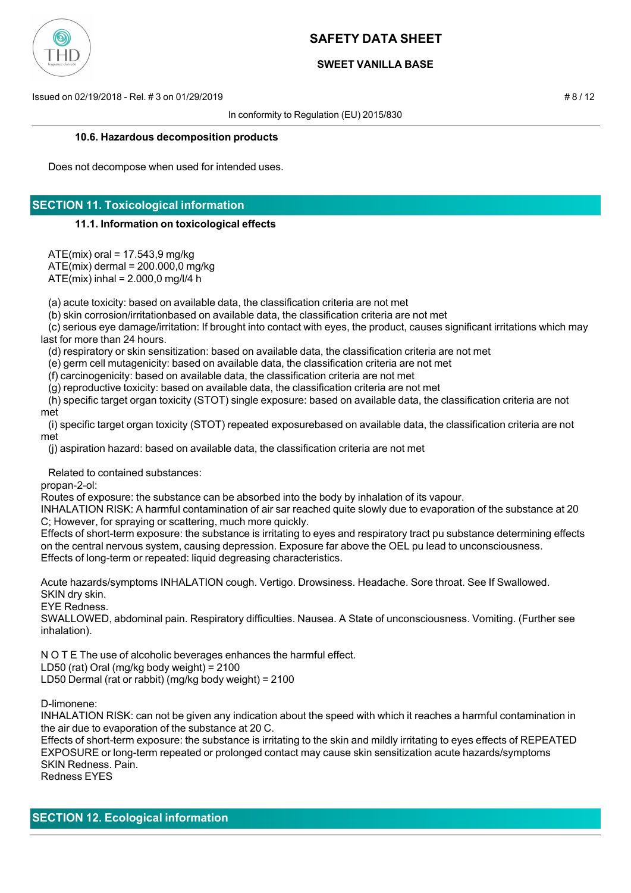#### 10.6. Hazardous decomposition products

Does not decompose when used for intended uses.

## SECTION 11. Toxicological information

#### 11.1. Information on toxicological effects

ATE(mix) oral = 17.543,9 mg/kg
ATE(mix) dermal = 200.000,0 mg/kg
ATE(mix) inhal = 2.000,0 mg/l/4 h

(a) acute toxicity: based on available data, the classification criteria are not met
(b) skin corrosion/irritationbased on available data, the classification criteria are not met
(c) serious eye damage/irritation: If brought into contact with eyes, the product, causes significant irritations which may last for more than 24 hours.
(d) respiratory or skin sensitization: based on available data, the classification criteria are not met
(e) germ cell mutagenicity: based on available data, the classification criteria are not met
(f) carcinogenicity: based on available data, the classification criteria are not met
(g) reproductive toxicity: based on available data, the classification criteria are not met
(h) specific target organ toxicity (STOT) single exposure: based on available data, the classification criteria are not met
(i) specific target organ toxicity (STOT) repeated exposurebased on available data, the classification criteria are not met
(j) aspiration hazard: based on available data, the classification criteria are not met

Related to contained substances:
propan-2-ol:
Routes of exposure: the substance can be absorbed into the body by inhalation of its vapour.
INHALATION RISK: A harmful contamination of air sar reached quite slowly due to evaporation of the substance at 20 C; However, for spraying or scattering, much more quickly.
Effects of short-term exposure: the substance is irritating to eyes and respiratory tract pu substance determining effects on the central nervous system, causing depression. Exposure far above the OEL pu lead to unconsciousness.
Effects of long-term or repeated: liquid degreasing characteristics.

Acute hazards/symptoms INHALATION cough. Vertigo. Drowsiness. Headache. Sore throat. See If Swallowed.
SKIN dry skin.
EYE Redness.
SWALLOWED, abdominal pain. Respiratory difficulties. Nausea. A State of unconsciousness. Vomiting. (Further see inhalation).

N O T E The use of alcoholic beverages enhances the harmful effect.
LD50 (rat) Oral (mg/kg body weight) = 2100
LD50 Dermal (rat or rabbit) (mg/kg body weight) = 2100

D-limonene:
INHALATION RISK: can not be given any indication about the speed with which it reaches a harmful contamination in the air due to evaporation of the substance at 20 C.
Effects of short-term exposure: the substance is irritating to the skin and mildly irritating to eyes effects of REPEATED EXPOSURE or long-term repeated or prolonged contact may cause skin sensitization acute hazards/symptoms
SKIN Redness. Pain.
Redness EYES

## SECTION 12. Ecological information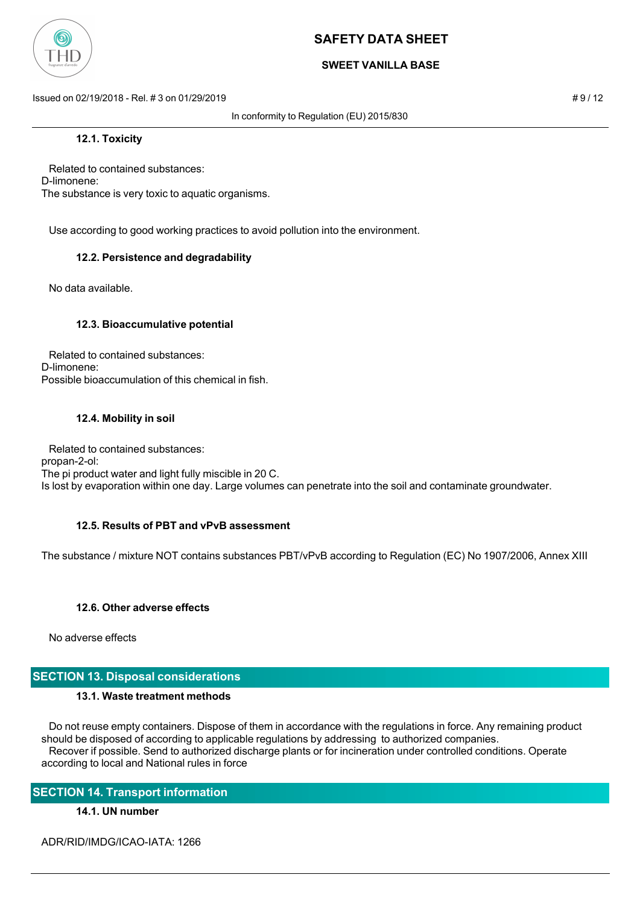### 12.1. Toxicity

Related to contained substances:
D-limonene:
The substance is very toxic to aquatic organisms.

Use according to good working practices to avoid pollution into the environment.

### 12.2. Persistence and degradability

No data available.

### 12.3. Bioaccumulative potential

Related to contained substances:
D-limonene:
Possible bioaccumulation of this chemical in fish.

### 12.4. Mobility in soil

Related to contained substances:
propan-2-ol:
The pi product water and light fully miscible in 20 C.
Is lost by evaporation within one day. Large volumes can penetrate into the soil and contaminate groundwater.

### 12.5. Results of PBT and vPvB assessment

The substance / mixture NOT contains substances PBT/vPvB according to Regulation (EC) No 1907/2006, Annex XIII

### 12.6. Other adverse effects

No adverse effects

## SECTION 13. Disposal considerations

### 13.1. Waste treatment methods

Do not reuse empty containers. Dispose of them in accordance with the regulations in force. Any remaining product should be disposed of according to applicable regulations by addressing to authorized companies.
Recover if possible. Send to authorized discharge plants or for incineration under controlled conditions. Operate according to local and National rules in force

## SECTION 14. Transport information

### 14.1. UN number

ADR/RID/IMDG/ICAO-IATA: 1266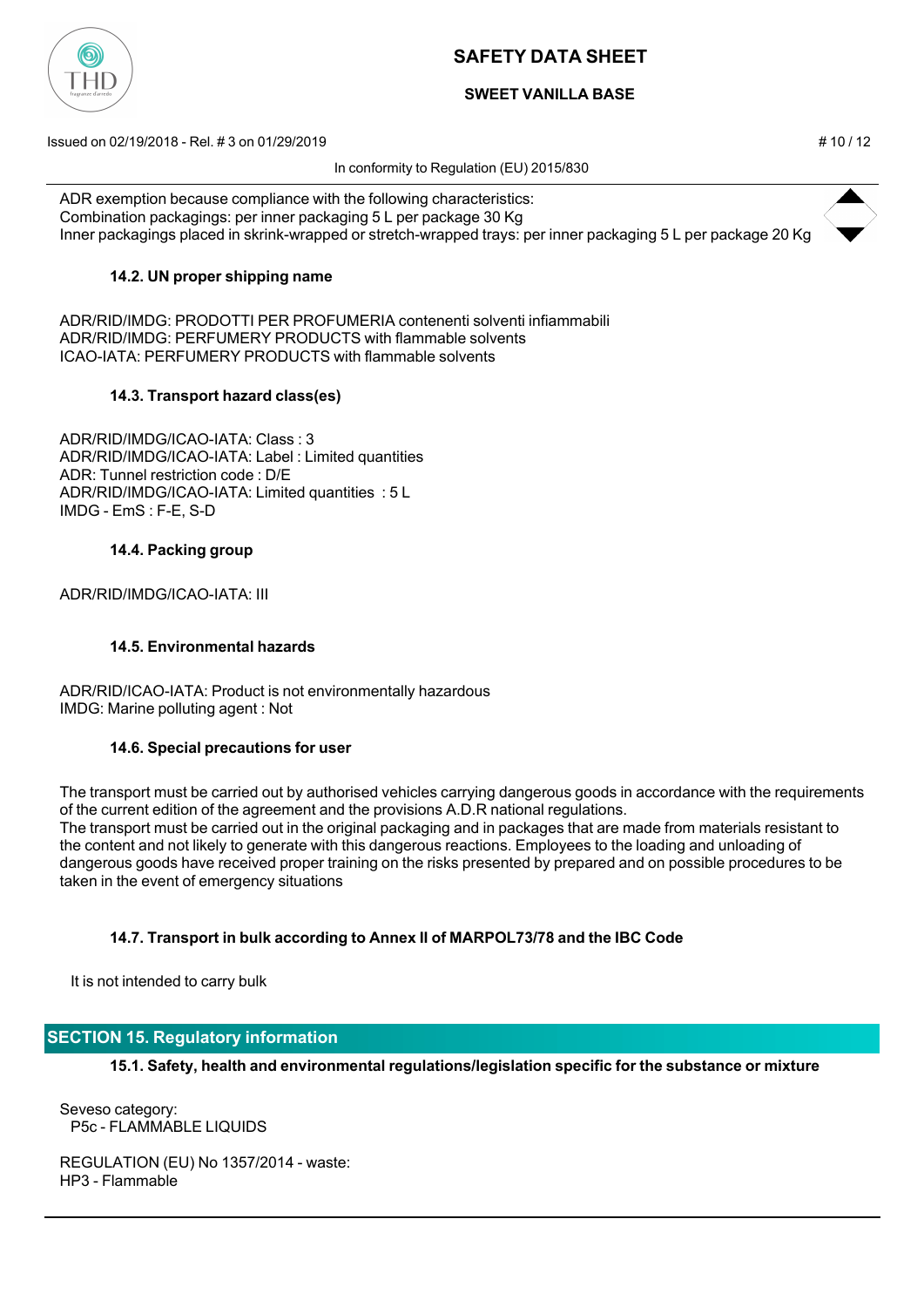ADR exemption because compliance with the following characteristics:
Combination packagings: per inner packaging 5 L per package 30 Kg
Inner packagings placed in skrink-wrapped or stretch-wrapped trays: per inner packaging 5 L per package 20 Kg

### 14.2. UN proper shipping name

ADR/RID/IMDG: PRODOTTI PER PROFUMERIA contenenti solventi infiammabili
ADR/RID/IMDG: PERFUMERY PRODUCTS with flammable solvents
ICAO-IATA: PERFUMERY PRODUCTS with flammable solvents

### 14.3. Transport hazard class(es)

ADR/RID/IMDG/ICAO-IATA: Class : 3
ADR/RID/IMDG/ICAO-IATA: Label : Limited quantities
ADR: Tunnel restriction code : D/E
ADR/RID/IMDG/ICAO-IATA: Limited quantities : 5 L
IMDG - EmS : F-E, S-D

### 14.4. Packing group

ADR/RID/IMDG/ICAO-IATA: III

### 14.5. Environmental hazards

ADR/RID/ICAO-IATA: Product is not environmentally hazardous
IMDG: Marine polluting agent : Not

### 14.6. Special precautions for user

The transport must be carried out by authorised vehicles carrying dangerous goods in accordance with the requirements of the current edition of the agreement and the provisions A.D.R national regulations.
The transport must be carried out in the original packaging and in packages that are made from materials resistant to the content and not likely to generate with this dangerous reactions. Employees to the loading and unloading of dangerous goods have received proper training on the risks presented by prepared and on possible procedures to be taken in the event of emergency situations

### 14.7. Transport in bulk according to Annex II of MARPOL73/78 and the IBC Code

It is not intended to carry bulk

## SECTION 15. Regulatory information

### 15.1. Safety, health and environmental regulations/legislation specific for the substance or mixture

Seveso category:
P5c - FLAMMABLE LIQUIDS

REGULATION (EU) No 1357/2014 - waste:
HP3 - Flammable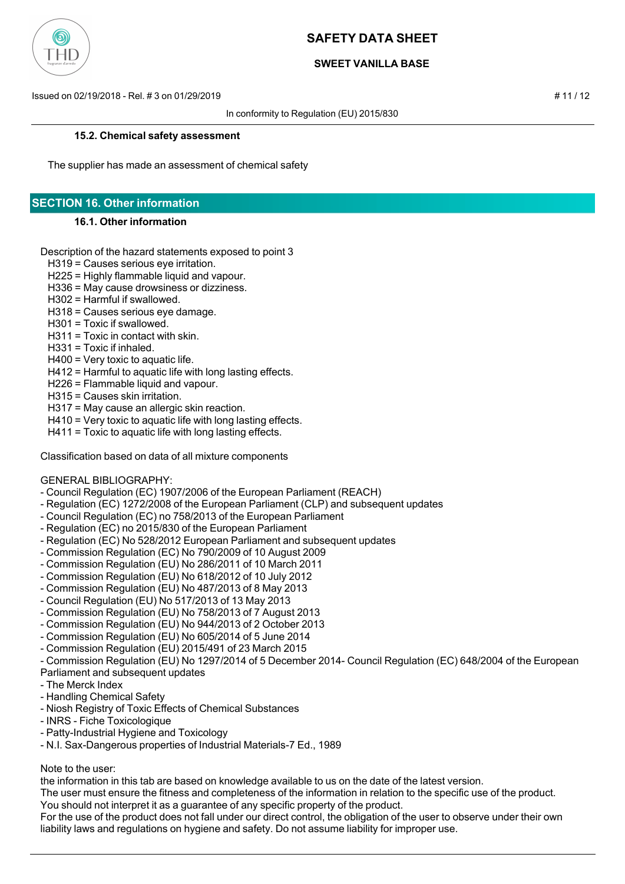#### 15.2. Chemical safety assessment

The supplier has made an assessment of chemical safety

## SECTION 16. Other information

#### 16.1. Other information

Description of the hazard statements exposed to point 3

H319 = Causes serious eye irritation.
H225 = Highly flammable liquid and vapour.
H336 = May cause drowsiness or dizziness.
H302 = Harmful if swallowed.
H318 = Causes serious eye damage.
H301 = Toxic if swallowed.
H311 = Toxic in contact with skin.
H331 = Toxic if inhaled.
H400 = Very toxic to aquatic life.
H412 = Harmful to aquatic life with long lasting effects.
H226 = Flammable liquid and vapour.
H315 = Causes skin irritation.
H317 = May cause an allergic skin reaction.
H410 = Very toxic to aquatic life with long lasting effects.
H411 = Toxic to aquatic life with long lasting effects.

Classification based on data of all mixture components

GENERAL BIBLIOGRAPHY:

- Council Regulation (EC) 1907/2006 of the European Parliament (REACH)
- Regulation (EC) 1272/2008 of the European Parliament (CLP) and subsequent updates
- Council Regulation (EC) no 758/2013 of the European Parliament
- Regulation (EC) no 2015/830 of the European Parliament
- Regulation (EC) No 528/2012 European Parliament and subsequent updates
- Commission Regulation (EC) No 790/2009 of 10 August 2009
- Commission Regulation (EU) No 286/2011 of 10 March 2011
- Commission Regulation (EU) No 618/2012 of 10 July 2012
- Commission Regulation (EU) No 487/2013 of 8 May 2013
- Council Regulation (EU) No 517/2013 of 13 May 2013
- Commission Regulation (EU) No 758/2013 of 7 August 2013
- Commission Regulation (EU) No 944/2013 of 2 October 2013
- Commission Regulation (EU) No 605/2014 of 5 June 2014
- Commission Regulation (EU) 2015/491 of 23 March 2015
- Commission Regulation (EU) No 1297/2014 of 5 December 2014- Council Regulation (EC) 648/2004 of the European Parliament and subsequent updates
- The Merck Index
- Handling Chemical Safety
- Niosh Registry of Toxic Effects of Chemical Substances
- INRS - Fiche Toxicologique
- Patty-Industrial Hygiene and Toxicology
- N.I. Sax-Dangerous properties of Industrial Materials-7 Ed., 1989

Note to the user:
the information in this tab are based on knowledge available to us on the date of the latest version.
The user must ensure the fitness and completeness of the information in relation to the specific use of the product.
You should not interpret it as a guarantee of any specific property of the product.
For the use of the product does not fall under our direct control, the obligation of the user to observe under their own liability laws and regulations on hygiene and safety. Do not assume liability for improper use.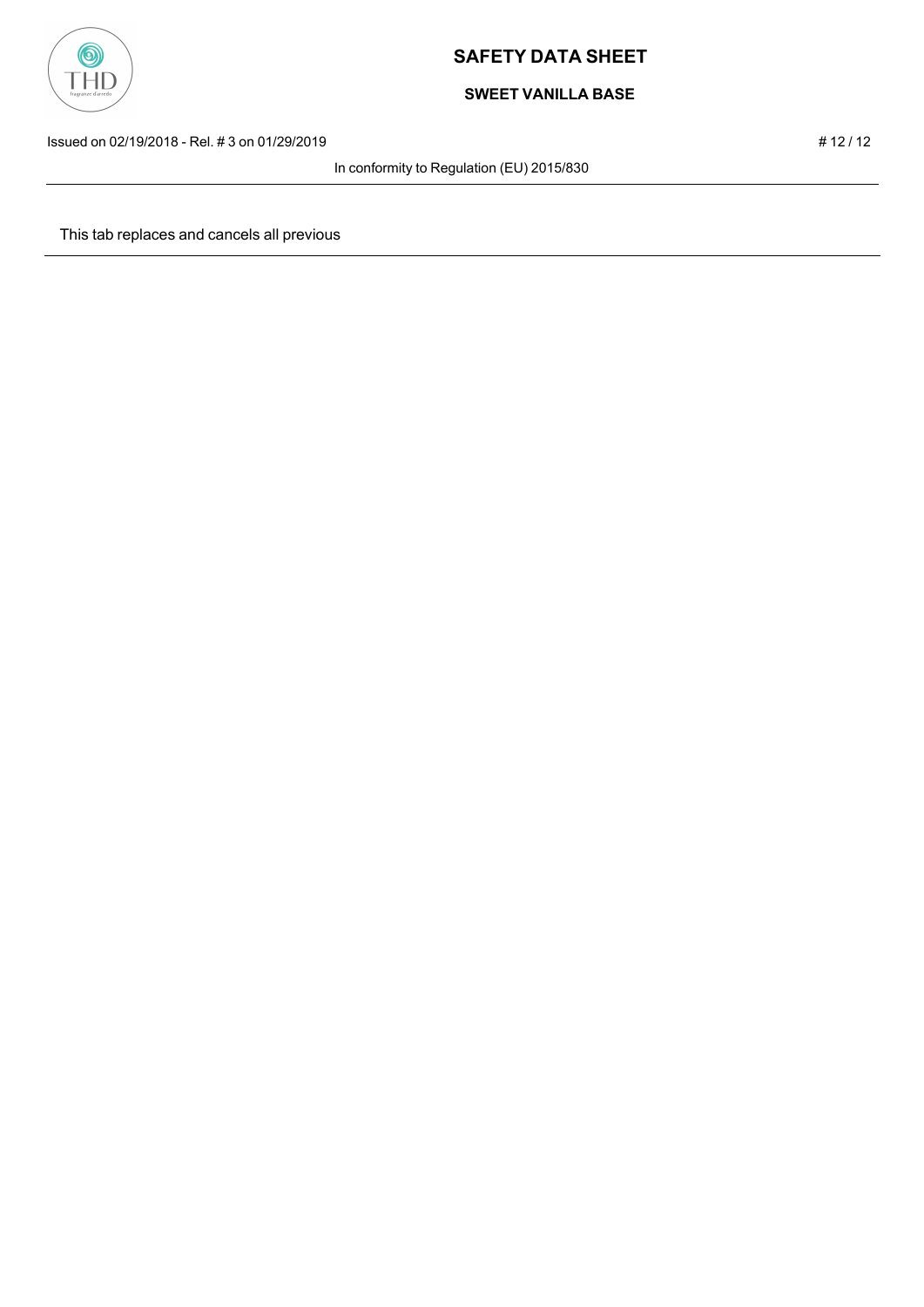This tab replaces and cancels all previous